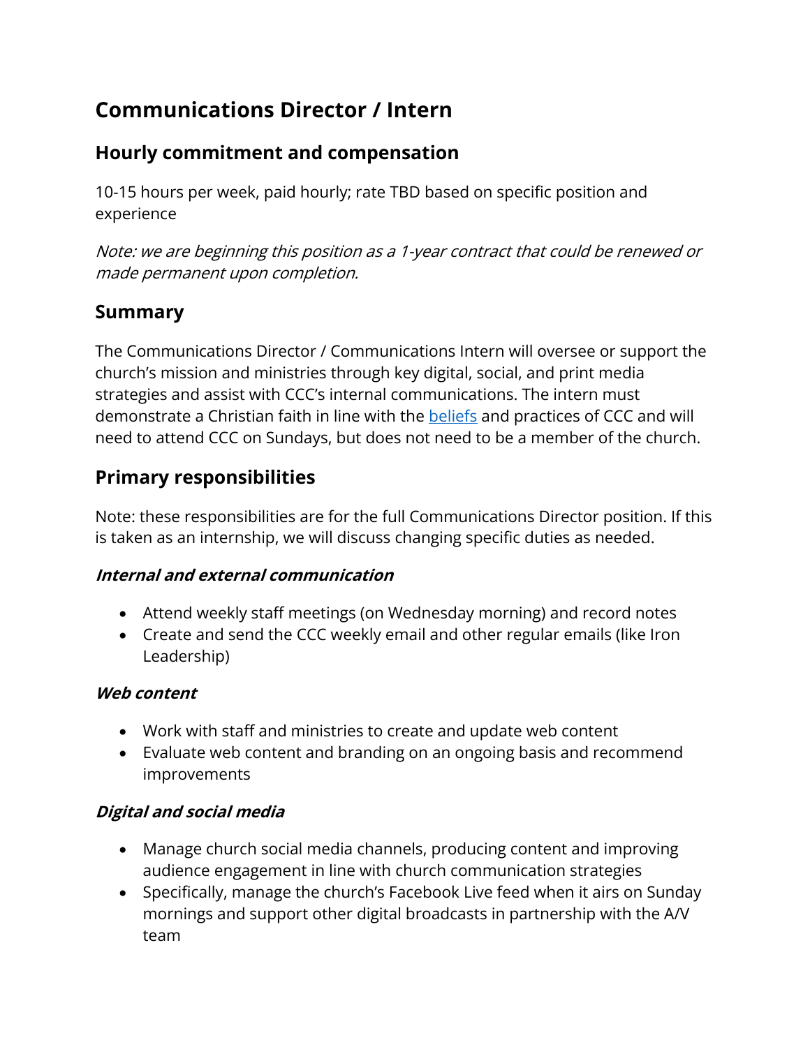# Communications Director / Intern

## Hourly commitment and compensation

10-15 hours per week, paid hourly; rate TBD based on specific position and experience

*Note: we are beginning this position as a 1-year contract that could be renewed or made permanent upon completion.*

## Summary

The Communications Director / Communications Intern will oversee or support the church's mission and ministries through key digital, social, and print media strategies and assist with CCC's internal communications. The intern must demonstrate a Christian faith in line with the beliefs and practices of CCC and will need to attend CCC on Sundays, but does not need to be a member of the church.

## Primary responsibilities

Note: these responsibilities are for the full Communications Director position. If this is taken as an internship, we will discuss changing specific duties as needed.

### *Internal and external communication*

- Attend weekly staff meetings (on Wednesday morning) and record notes
- Create and send the CCC weekly email and other regular emails (like Iron Leadership)

### *Web content*

- Work with staff and ministries to create and update web content
- Evaluate web content and branding on an ongoing basis and recommend improvements

### *Digital and social media*

- Manage church social media channels, producing content and improving audience engagement in line with church communication strategies
- Specifically, manage the church's Facebook Live feed when it airs on Sunday mornings and support other digital broadcasts in partnership with the A/V team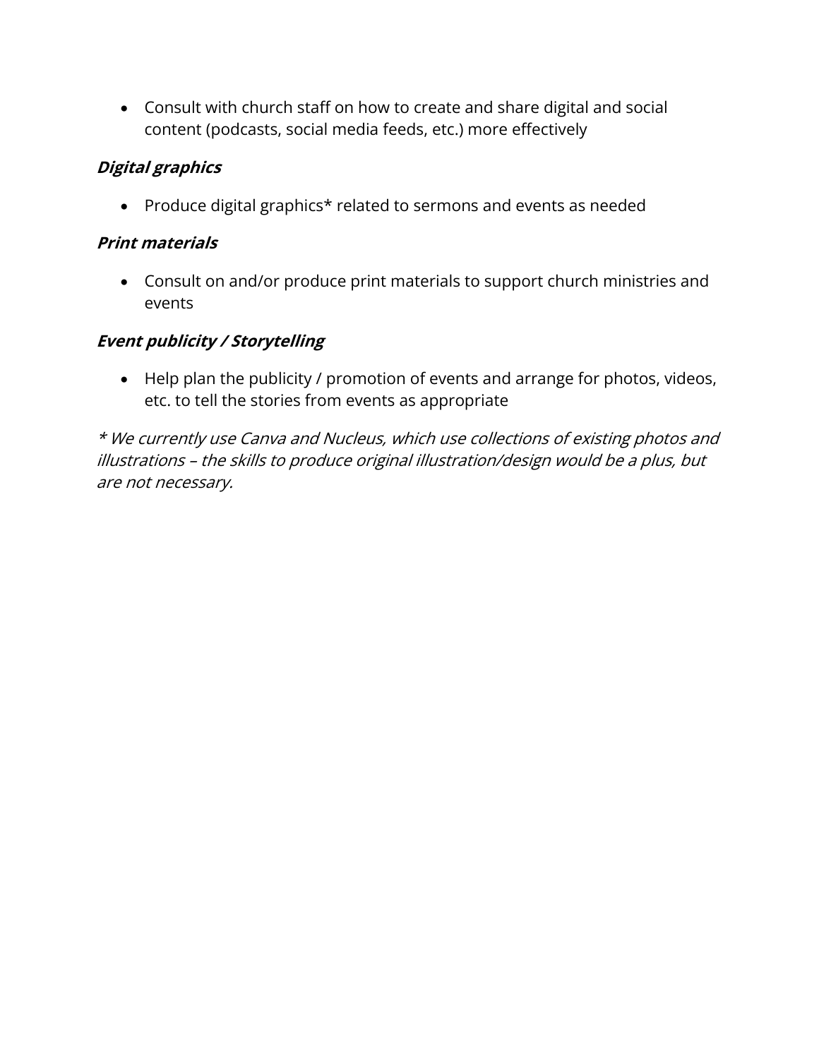- Consult with church staff on how to create and share digital and social content (podcasts, social media feeds, etc.) more effectively

### ***Digital graphics***

- Produce digital graphics* related to sermons and events as needed

### ***Print materials***

- Consult on and/or produce print materials to support church ministries and events

### ***Event publicity / Storytelling***

- Help plan the publicity / promotion of events and arrange for photos, videos, etc. to tell the stories from events as appropriate

*\* We currently use Canva and Nucleus, which use collections of existing photos and illustrations – the skills to produce original illustration/design would be a plus, but are not necessary.*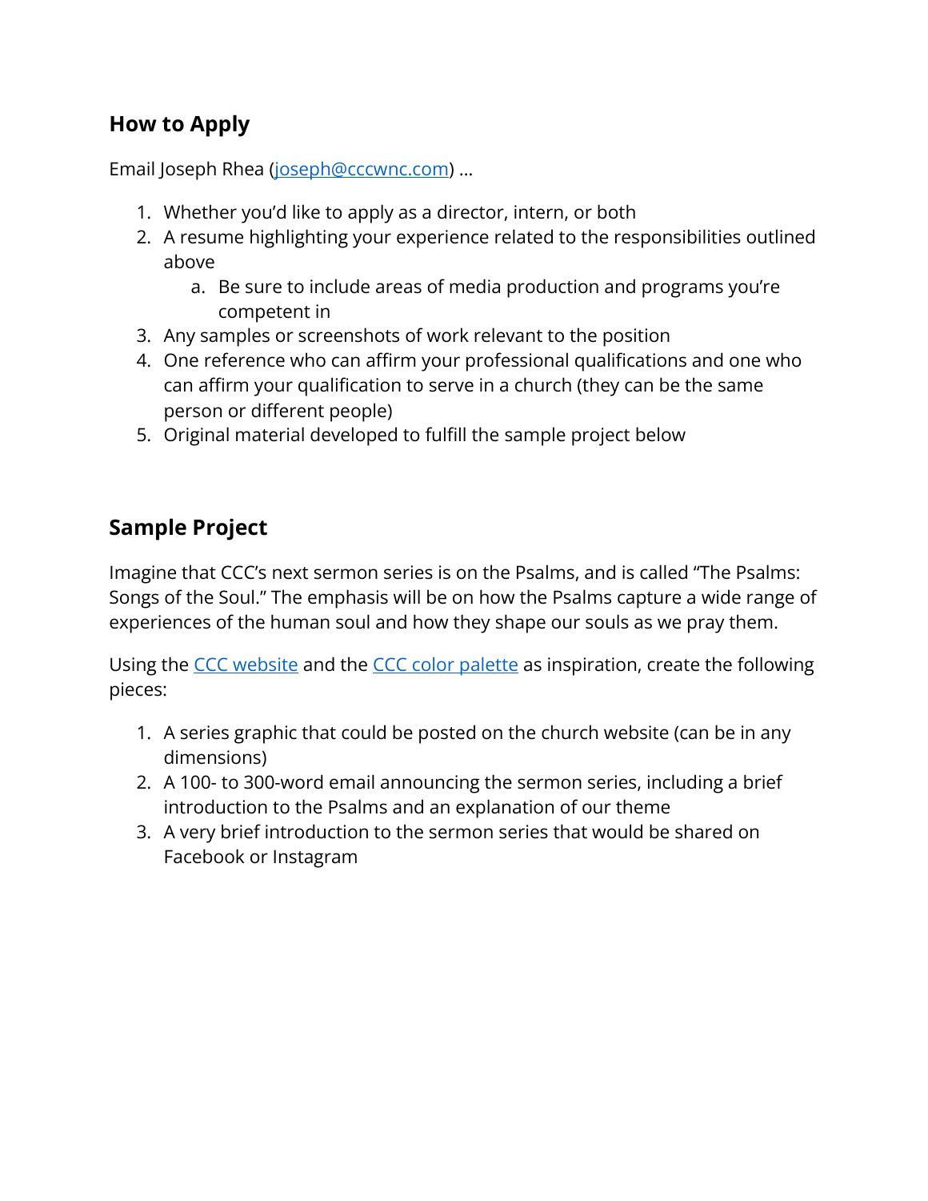## How to Apply

Email Joseph Rhea ([joseph@cccwnc.com](mailto:joseph@cccwnc.com)) …

1. Whether you'd like to apply as a director, intern, or both
2. A resume highlighting your experience related to the responsibilities outlined above
   a. Be sure to include areas of media production and programs you're competent in
3. Any samples or screenshots of work relevant to the position
4. One reference who can affirm your professional qualifications and one who can affirm your qualification to serve in a church (they can be the same person or different people)
5. Original material developed to fulfill the sample project below

## Sample Project

Imagine that CCC's next sermon series is on the Psalms, and is called "The Psalms: Songs of the Soul." The emphasis will be on how the Psalms capture a wide range of experiences of the human soul and how they shape our souls as we pray them.

Using the CCC website and the CCC color palette as inspiration, create the following pieces:

1. A series graphic that could be posted on the church website (can be in any dimensions)
2. A 100- to 300-word email announcing the sermon series, including a brief introduction to the Psalms and an explanation of our theme
3. A very brief introduction to the sermon series that would be shared on Facebook or Instagram